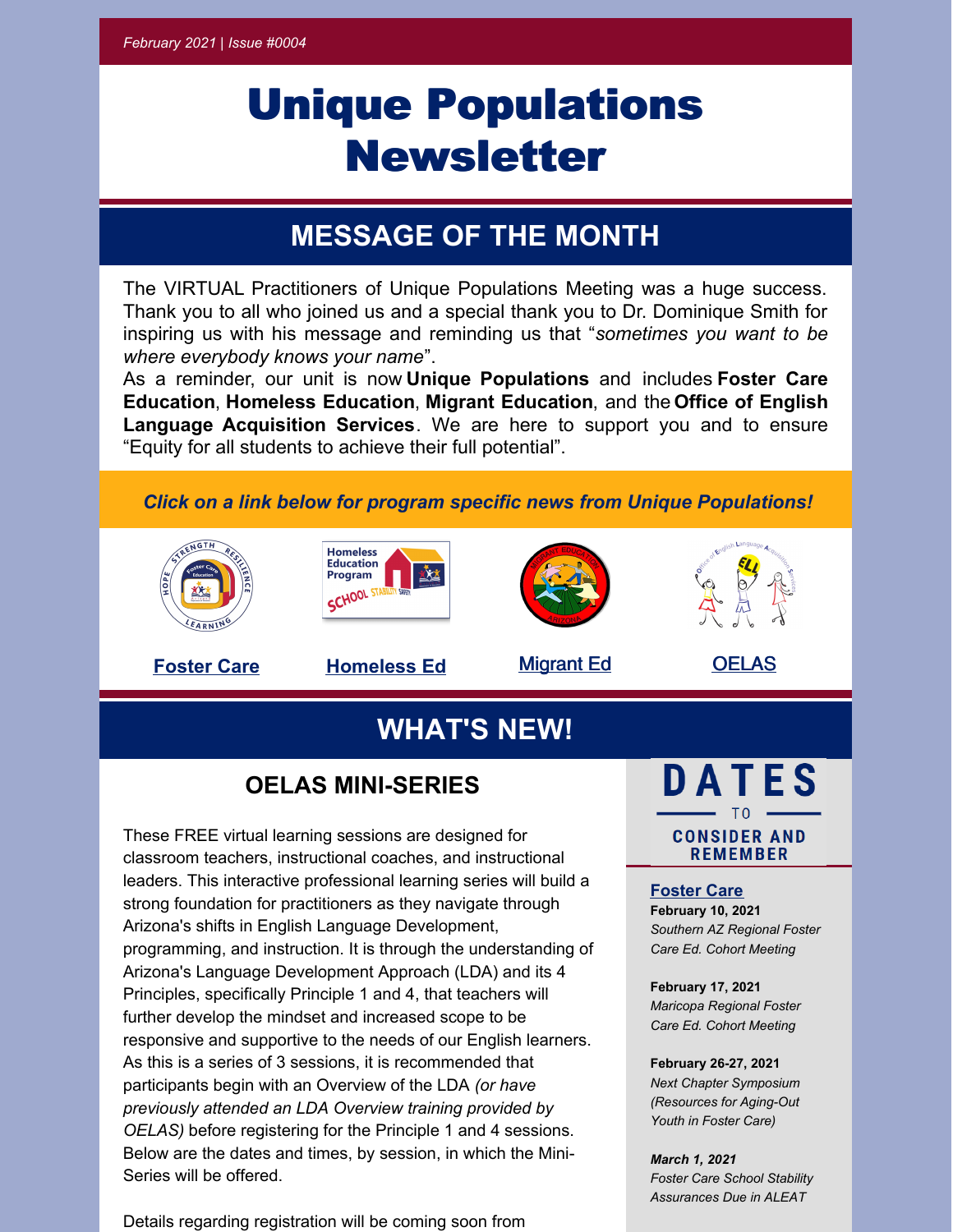*February 2021 | Issue #0004*

# Unique Populations Newsletter

## MESSAGE OF THE MONTH

The VIRTUAL Practitioners of Unique Populations Meeting was a huge success. Thank you to all who joined us and a special thank you to Dr. Dominique Smith for inspiring us with his message and reminding us that "*sometimes you want to be where everybody knows your name*".

As a reminder, our unit is now **Unique Populations** and includes **Foster Care Education**, **Homeless Education**, **Migrant Education**, and the **Office of English Language Acquisition Services**. We are here to support you and to ensure "Equity for all students to achieve their full potential".

***Click on a link below for program specific news from Unique Populations!***

Foster Care | Homeless Ed | Migrant Ed | OELAS

## WHAT'S NEW!

### OELAS MINI-SERIES

These FREE virtual learning sessions are designed for classroom teachers, instructional coaches, and instructional leaders. This interactive professional learning series will build a strong foundation for practitioners as they navigate through Arizona's shifts in English Language Development, programming, and instruction. It is through the understanding of Arizona's Language Development Approach (LDA) and its 4 Principles, specifically Principle 1 and 4, that teachers will further develop the mindset and increased scope to be responsive and supportive to the needs of our English learners. As this is a series of 3 sessions, it is recommended that participants begin with an Overview of the LDA *(or have previously attended an LDA Overview training provided by OELAS)* before registering for the Principle 1 and 4 sessions. Below are the dates and times, by session, in which the Mini-Series will be offered.

Details regarding registration will be coming soon from

### DATES TO CONSIDER AND REMEMBER

**Foster Care**

**February 10, 2021**
*Southern AZ Regional Foster Care Ed. Cohort Meeting*

**February 17, 2021**
*Maricopa Regional Foster Care Ed. Cohort Meeting*

**February 26-27, 2021**
*Next Chapter Symposium (Resources for Aging-Out Youth in Foster Care)*

***March 1, 2021***
*Foster Care School Stability Assurances Due in ALEAT*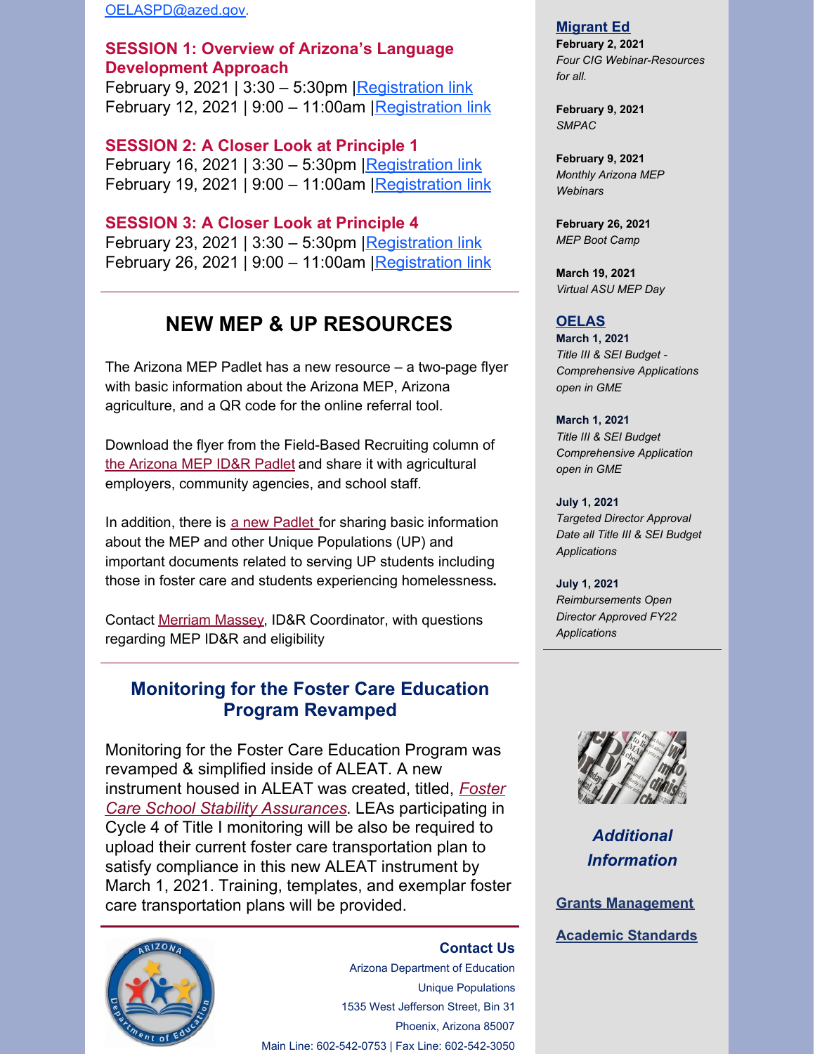OELASPD@azed.gov.

**SESSION 1: Overview of Arizona's Language Development Approach**
February 9, 2021 | 3:30 – 5:30pm |Registration link
February 12, 2021 | 9:00 – 11:00am |Registration link

**SESSION 2: A Closer Look at Principle 1**
February 16, 2021 | 3:30 – 5:30pm |Registration link
February 19, 2021 | 9:00 – 11:00am |Registration link

**SESSION 3: A Closer Look at Principle 4**
February 23, 2021 | 3:30 – 5:30pm |Registration link
February 26, 2021 | 9:00 – 11:00am |Registration link

---

## NEW MEP & UP RESOURCES

The Arizona MEP Padlet has a new resource – a two-page flyer with basic information about the Arizona MEP, Arizona agriculture, and a QR code for the online referral tool.

Download the flyer from the Field-Based Recruiting column of the Arizona MEP ID&R Padlet and share it with agricultural employers, community agencies, and school staff.

In addition, there is a new Padlet for sharing basic information about the MEP and other Unique Populations (UP) and important documents related to serving UP students including those in foster care and students experiencing homelessness**.**

Contact Merriam Massey, ID&R Coordinator, with questions regarding MEP ID&R and eligibility

---

## Monitoring for the Foster Care Education Program Revamped

Monitoring for the Foster Care Education Program was revamped & simplified inside of ALEAT. A new instrument housed in ALEAT was created, titled, *Foster Care School Stability Assurances*. LEAs participating in Cycle 4 of Title I monitoring will be also be required to upload their current foster care transportation plan to satisfy compliance in this new ALEAT instrument by March 1, 2021. Training, templates, and exemplar foster care transportation plans will be provided.

---

**Contact Us**
Arizona Department of Education
Unique Populations
1535 West Jefferson Street, Bin 31
Phoenix, Arizona 85007
Main Line: 602-542-0753 | Fax Line: 602-542-3050

---

### Migrant Ed

**February 2, 2021**
*Four CIG Webinar-Resources for all.*

**February 9, 2021**
*SMPAC*

**February 9, 2021**
*Monthly Arizona MEP Webinars*

**February 26, 2021**
*MEP Boot Camp*

**March 19, 2021**
*Virtual ASU MEP Day*

### OELAS

**March 1, 2021**
*Title III & SEI Budget - Comprehensive Applications open in GME*

**March 1, 2021**
*Title III & SEI Budget Comprehensive Application open in GME*

**July 1, 2021**
*Targeted Director Approval Date all Title III & SEI Budget Applications*

**July 1, 2021**
*Reimbursements Open Director Approved FY22 Applications*

### *Additional Information*

Grants Management

Academic Standards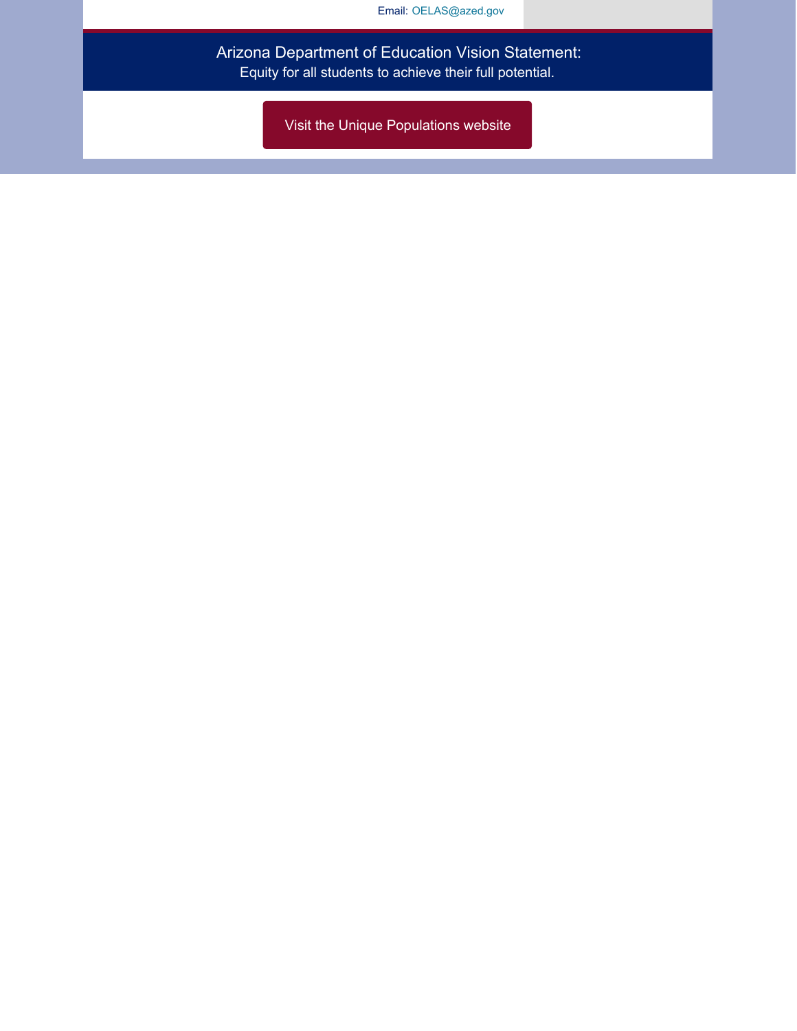Email: OELAS@azed.gov

**Arizona Department of Education Vision Statement:**
Equity for all students to achieve their full potential.

Visit the Unique Populations website